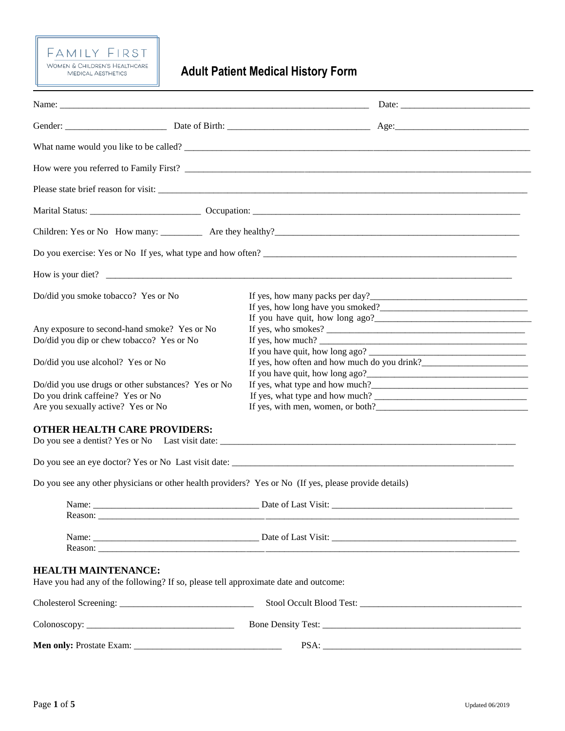FAMILY FIRST
WOMEN & CHILDREN'S HEALTHCARE
MEDICAL AESTHETICS

# Adult Patient Medical History Form

Name: ______________________________ Date: ______________________

Gender: __________________ Date of Birth: ______________________ Age: ______________________

What name would you like to be called? ______________________________

How were you referred to Family First? ______________________________

Please state brief reason for visit: ______________________________

Marital Status: ____________________ Occupation: ______________________________

Children: Yes or No How many: ________ Are they healthy? ______________________________

Do you exercise: Yes or No If yes, what type and how often? ______________________________

How is your diet? ______________________________

Do/did you smoke tobacco? Yes or No
- If yes, how many packs per day? ______________________
- If yes, how long have you smoked? ______________________
- If you have quit, how long ago? ______________________

Any exposure to second-hand smoke? Yes or No
- If yes, who smokes? ______________________

Do/did you dip or chew tobacco? Yes or No
- If yes, how much? ______________________
- If you have quit, how long ago? ______________________

Do/did you use alcohol? Yes or No
- If yes, how often and how much do you drink? ______________________
- If you have quit, how long ago? ______________________

Do/did you use drugs or other substances? Yes or No
- If yes, what type and how much? ______________________

Do you drink caffeine? Yes or No
- If yes, what type and how much? ______________________

Are you sexually active? Yes or No
- If yes, with men, women, or both? ______________________

## OTHER HEALTH CARE PROVIDERS:

Do you see a dentist? Yes or No Last visit date: ______________________________

Do you see an eye doctor? Yes or No Last visit date: ______________________________

Do you see any other physicians or other health providers? Yes or No (If yes, please provide details)

Name: ______________________ Date of Last Visit: ______________________
Reason: ______________________________

Name: ______________________ Date of Last Visit: ______________________
Reason: ______________________________

## HEALTH MAINTENANCE:

Have you had any of the following? If so, please tell approximate date and outcome:

Cholesterol Screening: ______________________ Stool Occult Blood Test: ______________________

Colonoscopy: ______________________ Bone Density Test: ______________________

**Men only:** Prostate Exam: ______________________ PSA: ______________________

Updated 06/2019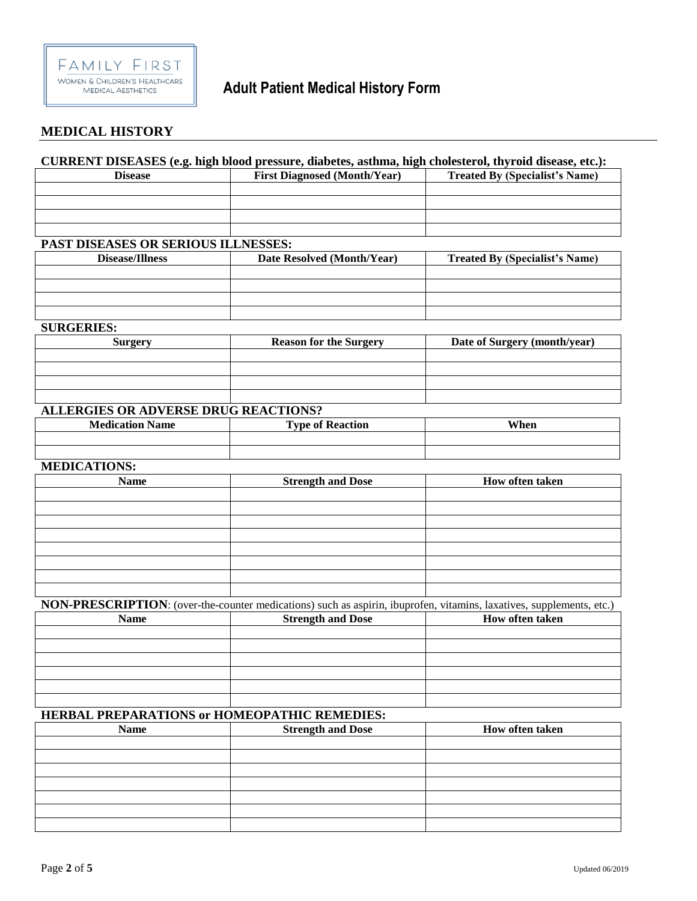FAMILY FIRST
WOMEN & CHILDREN'S HEALTHCARE
MEDICAL AESTHETICS

# Adult Patient Medical History Form

## MEDICAL HISTORY

**CURRENT DISEASES (e.g. high blood pressure, diabetes, asthma, high cholesterol, thyroid disease, etc.):**

| Disease | First Diagnosed (Month/Year) | Treated By (Specialist's Name) |
|---|---|---|
| | | |
| | | |
| | | |
| | | |

**PAST DISEASES OR SERIOUS ILLNESSES:**

| Disease/Illness | Date Resolved (Month/Year) | Treated By (Specialist's Name) |
|---|---|---|
| | | |
| | | |
| | | |
| | | |

**SURGERIES:**

| Surgery | Reason for the Surgery | Date of Surgery (month/year) |
|---|---|---|
| | | |
| | | |
| | | |
| | | |

**ALLERGIES OR ADVERSE DRUG REACTIONS?**

| Medication Name | Type of Reaction | When |
|---|---|---|
| | | |
| | | |

**MEDICATIONS:**

| Name | Strength and Dose | How often taken |
|---|---|---|
| | | |
| | | |
| | | |
| | | |
| | | |
| | | |
| | | |
| | | |

**NON-PRESCRIPTION**: (over-the-counter medications) such as aspirin, ibuprofen, vitamins, laxatives, supplements, etc.)

| Name | Strength and Dose | How often taken |
|---|---|---|
| | | |
| | | |
| | | |
| | | |
| | | |
| | | |

**HERBAL PREPARATIONS or HOMEOPATHIC REMEDIES:**

| Name | Strength and Dose | How often taken |
|---|---|---|
| | | |
| | | |
| | | |
| | | |
| | | |
| | | |
| | | |

Updated 06/2019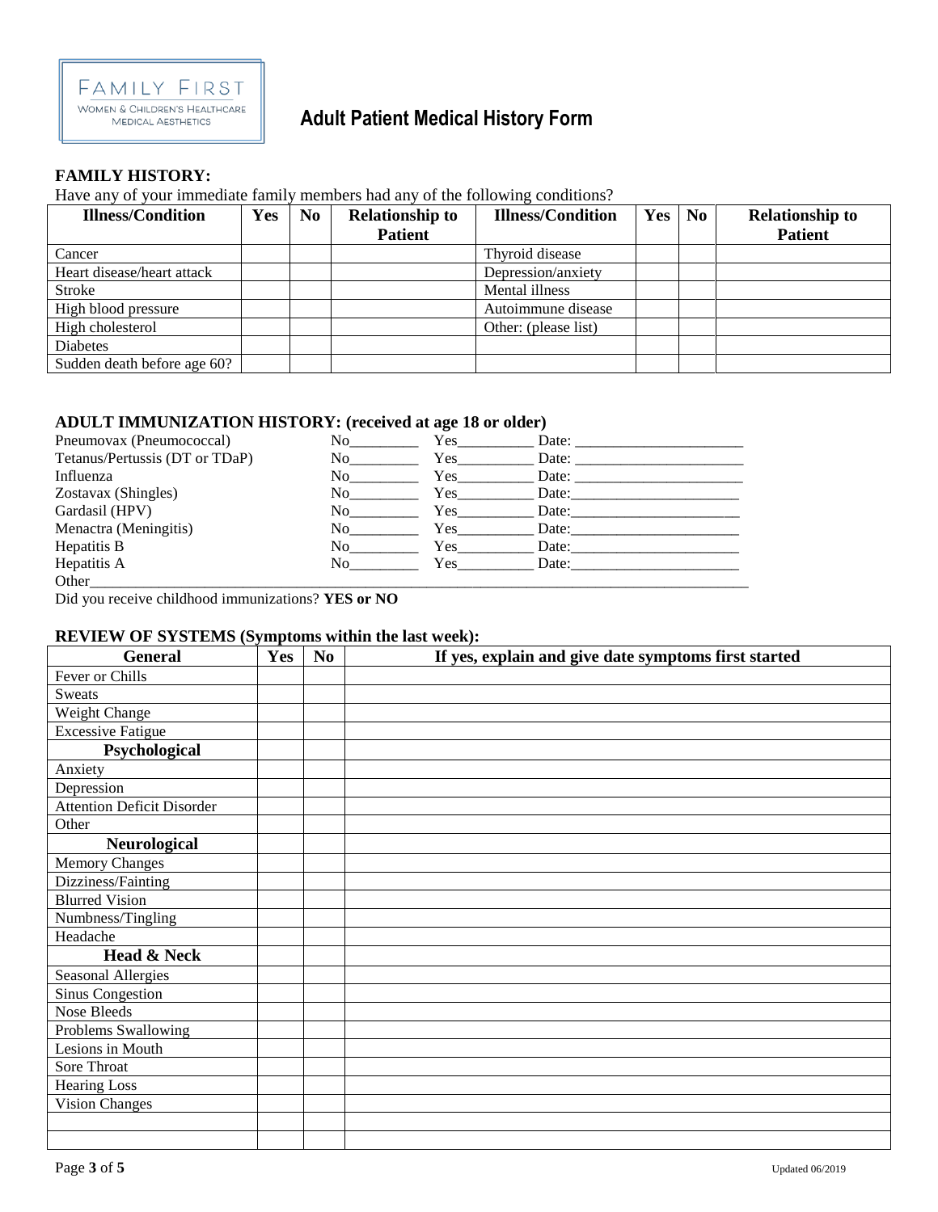FAMILY FIRST
WOMEN & CHILDREN'S HEALTHCARE
MEDICAL AESTHETICS

# Adult Patient Medical History Form

## FAMILY HISTORY:

Have any of your immediate family members had any of the following conditions?

| Illness/Condition | Yes | No | Relationship to Patient | Illness/Condition | Yes | No | Relationship to Patient |
|---|---|---|---|---|---|---|---|
| Cancer | | | | Thyroid disease | | | |
| Heart disease/heart attack | | | | Depression/anxiety | | | |
| Stroke | | | | Mental illness | | | |
| High blood pressure | | | | Autoimmune disease | | | |
| High cholesterol | | | | Other: (please list) | | | |
| Diabetes | | | | | | | |
| Sudden death before age 60? | | | | | | | |

## ADULT IMMUNIZATION HISTORY: (received at age 18 or older)

Pneumovax (Pneumococcal) No_________ Yes__________ Date: ______________________
Tetanus/Pertussis (DT or TDaP) No_________ Yes__________ Date: ______________________
Influenza No_________ Yes__________ Date: ______________________
Zostavax (Shingles) No_________ Yes__________ Date:______________________
Gardasil (HPV) No_________ Yes__________ Date:______________________
Menactra (Meningitis) No_________ Yes__________ Date:______________________
Hepatitis B No_________ Yes__________ Date:______________________
Hepatitis A No_________ Yes__________ Date:______________________
Other___________________________________________________________________________________

Did you receive childhood immunizations? **YES or NO**

## REVIEW OF SYSTEMS (Symptoms within the last week):

| General | Yes | No | If yes, explain and give date symptoms first started |
|---|---|---|---|
| Fever or Chills | | | |
| Sweats | | | |
| Weight Change | | | |
| Excessive Fatigue | | | |
| **Psychological** | | | |
| Anxiety | | | |
| Depression | | | |
| Attention Deficit Disorder | | | |
| Other | | | |
| **Neurological** | | | |
| Memory Changes | | | |
| Dizziness/Fainting | | | |
| Blurred Vision | | | |
| Numbness/Tingling | | | |
| Headache | | | |
| **Head & Neck** | | | |
| Seasonal Allergies | | | |
| Sinus Congestion | | | |
| Nose Bleeds | | | |
| Problems Swallowing | | | |
| Lesions in Mouth | | | |
| Sore Throat | | | |
| Hearing Loss | | | |
| Vision Changes | | | |
| | | | |
| | | | |

Updated 06/2019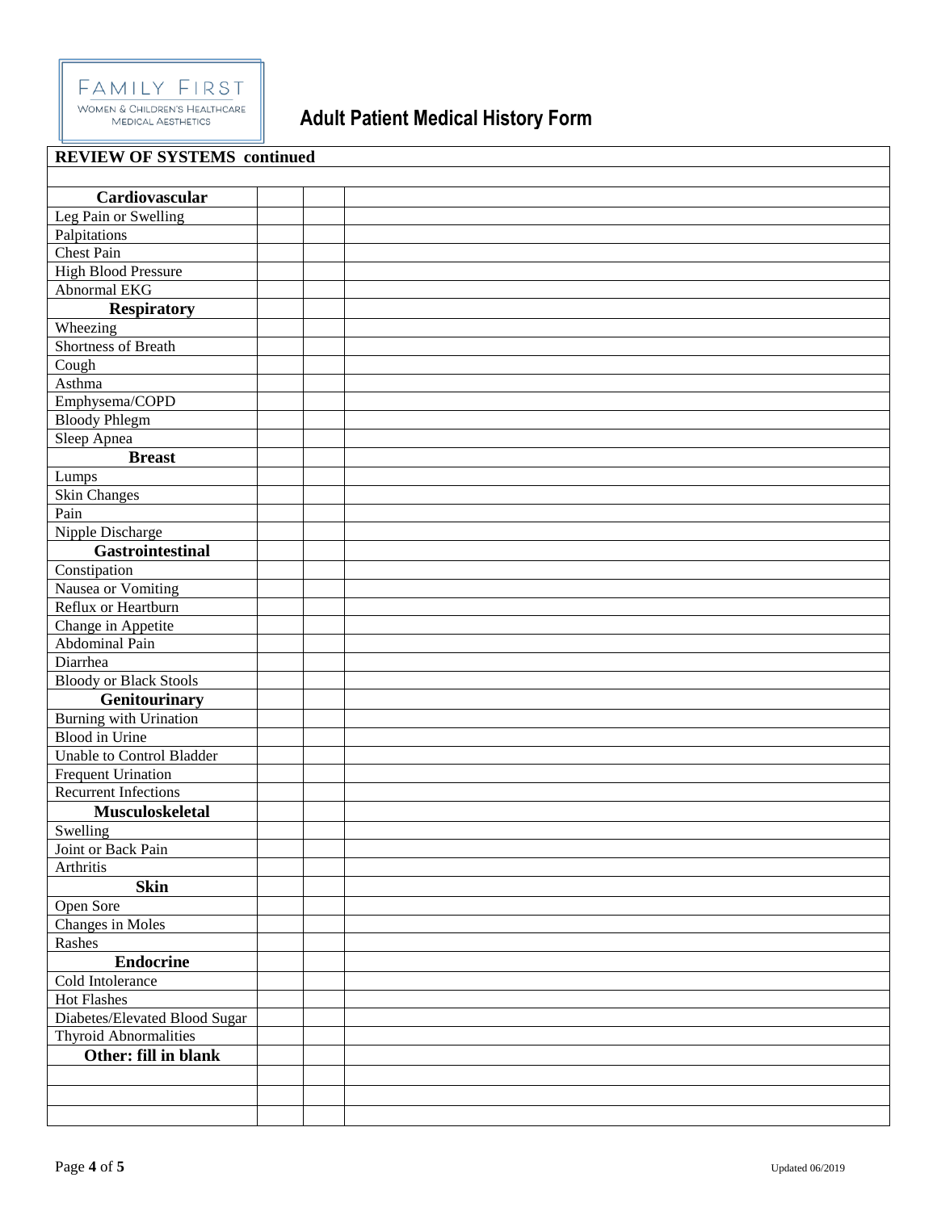**FAMILY FIRST**
WOMEN & CHILDREN'S HEALTHCARE
MEDICAL AESTHETICS

# Adult Patient Medical History Form

| REVIEW OF SYSTEMS continued | | | |
|---|---|---|---|
| | | | |
| **Cardiovascular** | | | |
| Leg Pain or Swelling | | | |
| Palpitations | | | |
| Chest Pain | | | |
| High Blood Pressure | | | |
| Abnormal EKG | | | |
| **Respiratory** | | | |
| Wheezing | | | |
| Shortness of Breath | | | |
| Cough | | | |
| Asthma | | | |
| Emphysema/COPD | | | |
| Bloody Phlegm | | | |
| Sleep Apnea | | | |
| **Breast** | | | |
| Lumps | | | |
| Skin Changes | | | |
| Pain | | | |
| Nipple Discharge | | | |
| **Gastrointestinal** | | | |
| Constipation | | | |
| Nausea or Vomiting | | | |
| Reflux or Heartburn | | | |
| Change in Appetite | | | |
| Abdominal Pain | | | |
| Diarrhea | | | |
| Bloody or Black Stools | | | |
| **Genitourinary** | | | |
| Burning with Urination | | | |
| Blood in Urine | | | |
| Unable to Control Bladder | | | |
| Frequent Urination | | | |
| Recurrent Infections | | | |
| **Musculoskeletal** | | | |
| Swelling | | | |
| Joint or Back Pain | | | |
| Arthritis | | | |
| **Skin** | | | |
| Open Sore | | | |
| Changes in Moles | | | |
| Rashes | | | |
| **Endocrine** | | | |
| Cold Intolerance | | | |
| Hot Flashes | | | |
| Diabetes/Elevated Blood Sugar | | | |
| Thyroid Abnormalities | | | |
| **Other: fill in blank** | | | |
| | | | |
| | | | |
| | | | |

Updated 06/2019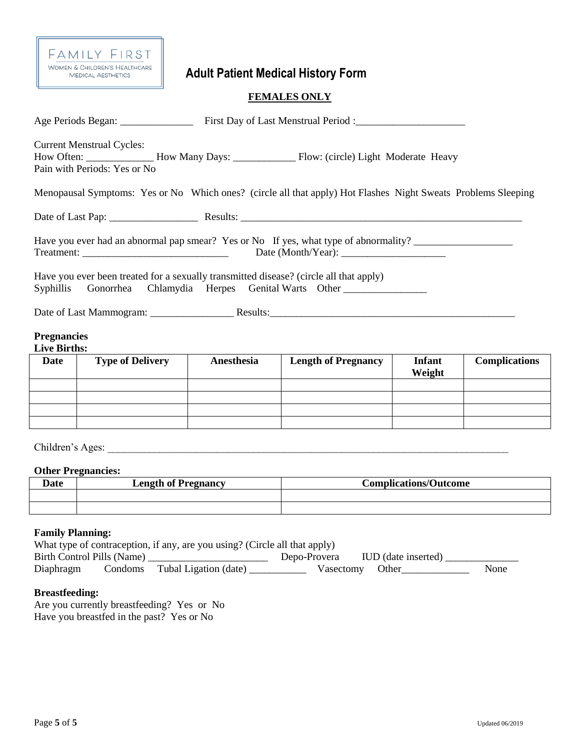FAMILY FIRST
WOMEN & CHILDREN'S HEALTHCARE
MEDICAL AESTHETICS

# Adult Patient Medical History Form

## FEMALES ONLY

Age Periods Began: ______________ First Day of Last Menstrual Period :_____________________

Current Menstrual Cycles:
How Often: _____________ How Many Days: ____________ Flow: (circle) Light Moderate Heavy
Pain with Periods: Yes or No

Menopausal Symptoms: Yes or No Which ones? (circle all that apply) Hot Flashes Night Sweats Problems Sleeping

Date of Last Pap: _________________ Results: _________________________________________________________

Have you ever had an abnormal pap smear? Yes or No If yes, what type of abnormality? ___________________
Treatment: ____________________________ Date (Month/Year): ____________________

Have you ever been treated for a sexually transmitted disease? (circle all that apply)
Syphillis Gonorrhea Chlamydia Herpes Genital Warts Other ________________

Date of Last Mammogram: ________________ Results:__________________________________________________

**Pregnancies**

**Live Births:**

| Date | Type of Delivery | Anesthesia | Length of Pregnancy | Infant Weight | Complications |
|---|---|---|---|---|---|
| | | | | | |
| | | | | | |
| | | | | | |
| | | | | | |

Children's Ages: ________________________________________________________________________________

**Other Pregnancies:**

| Date | Length of Pregnancy | Complications/Outcome |
|---|---|---|
| | | |
| | | |

**Family Planning:**

What type of contraception, if any, are you using? (Circle all that apply)
Birth Control Pills (Name) _______________________ Depo-Provera IUD (date inserted) ______________
Diaphragm Condoms Tubal Ligation (date) ___________ Vasectomy Other_____________ None

**Breastfeeding:**

Are you currently breastfeeding? Yes or No
Have you breastfed in the past? Yes or No